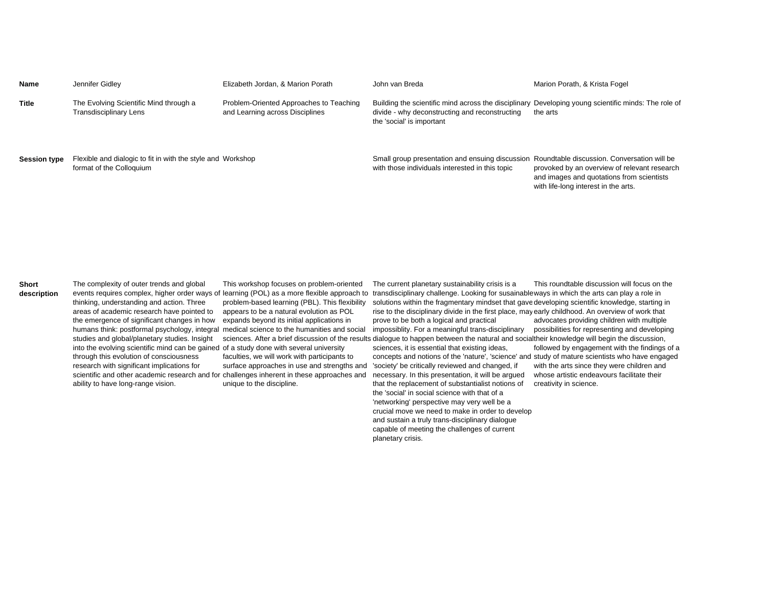| Name | Jennifer Gidley | Elizabeth Jordan, & Marion Porath | John van Breda | Marion Porath, & Krista Fogel |
|---|---|---|---|---|
| **Title** | The Evolving Scientific Mind through a Transdisciplinary Lens | Problem-Oriented Approaches to Teaching and Learning across Disciplines | Building the scientific mind across the disciplinary divide - why deconstructing and reconstructing the 'social' is important | Developing young scientific minds: The role of the arts |
| **Session type** | Flexible and dialogic to fit in with the style and format of the Colloquium | Workshop | Small group presentation and ensuing discussion with those individuals interested in this topic | Roundtable discussion. Conversation will be provoked by an overview of relevant research and images and quotations from scientists with life-long interest in the arts. |
| **Short description** | The complexity of outer trends and global events requires complex, higher order ways of thinking, understanding and action. Three areas of academic research have pointed to the emergence of significant changes in how humans think: postformal psychology, integral studies and global/planetary studies. Insight into the evolving scientific mind can be gained through this evolution of consciousness research with significant implications for scientific and other academic research and for ability to have long-range vision. | This workshop focuses on problem-oriented learning (POL) as a more flexible approach to problem-based learning (PBL). This flexibility appears to be a natural evolution as POL expands beyond its initial applications in medical science to the humanities and social sciences. After a brief discussion of the results of a study done with several university faculties, we will work with participants to surface approaches in use and strengths and challenges inherent in these approaches and unique to the discipline. | The current planetary sustainability crisis is a transdisciplinary challenge. Looking for susainable solutions within the fragmentary mindset that gave rise to the disciplinary divide in the first place, may prove to be both a logical and practical impossiblity. For a meaningful trans-disciplinary dialogue to happen between the natural and social sciences, it is essential that existing ideas, concepts and notions of the 'nature', 'science' and 'society' be critically reviewed and changed, if necessary. In this presentation, it will be argued that the replacement of substantialist notions of the 'social' in social science with that of a 'networking' perspective may very well be a crucial move we need to make in order to develop and sustain a truly trans-disciplinary dialogue capable of meeting the challenges of current planetary crisis. | This roundtable discussion will focus on the ways in which the arts can play a role in developing scientific knowledge, starting in early childhood. An overview of work that advocates providing children with multiple possibilities for representing and developing their knowledge will begin the discussion, followed by engagement with the findings of a study of mature scientists who have engaged with the arts since they were children and whose artistic endeavours facilitate their creativity in science. |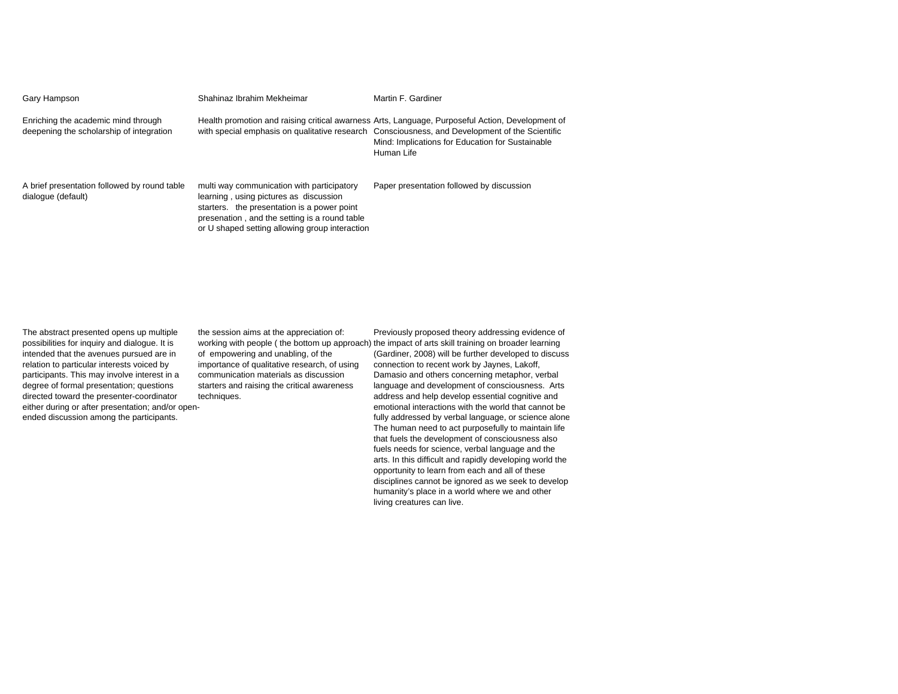| Gary Hampson | Shahinaz Ibrahim Mekheimar | Martin F. Gardiner |
| --- | --- | --- |
| Enriching the academic mind through deepening the scholarship of integration | Health promotion and raising critical awarness with special emphasis on qualitative research | Arts, Language, Purposeful Action, Development of Consciousness, and Development of the Scientific Mind: Implications for Education for Sustainable Human Life |
| A brief presentation followed by round table dialogue (default) | multi way communication with participatory learning , using pictures as discussion starters. the presentation is a power point presenation , and the setting is a round table or U shaped setting allowing group interaction | Paper presentation followed by discussion |
| The abstract presented opens up multiple possibilities for inquiry and dialogue. It is intended that the avenues pursued are in relation to particular interests voiced by participants. This may involve interest in a degree of formal presentation; questions directed toward the presenter-coordinator either during or after presentation; and/or open-ended discussion among the participants. | the session aims at the appreciation of: working with people ( the bottom up approach) of empowering and unabling, of the importance of qualitative research, of using communication materials as discussion starters and raising the critical awareness techniques. | Previously proposed theory addressing evidence of the impact of arts skill training on broader learning (Gardiner, 2008) will be further developed to discuss connection to recent work by Jaynes, Lakoff, Damasio and others concerning metaphor, verbal language and development of consciousness. Arts address and help develop essential cognitive and emotional interactions with the world that cannot be fully addressed by verbal language, or science alone The human need to act purposefully to maintain life that fuels the development of consciousness also fuels needs for science, verbal language and the arts. In this difficult and rapidly developing world the opportunity to learn from each and all of these disciplines cannot be ignored as we seek to develop humanity's place in a world where we and other living creatures can live. |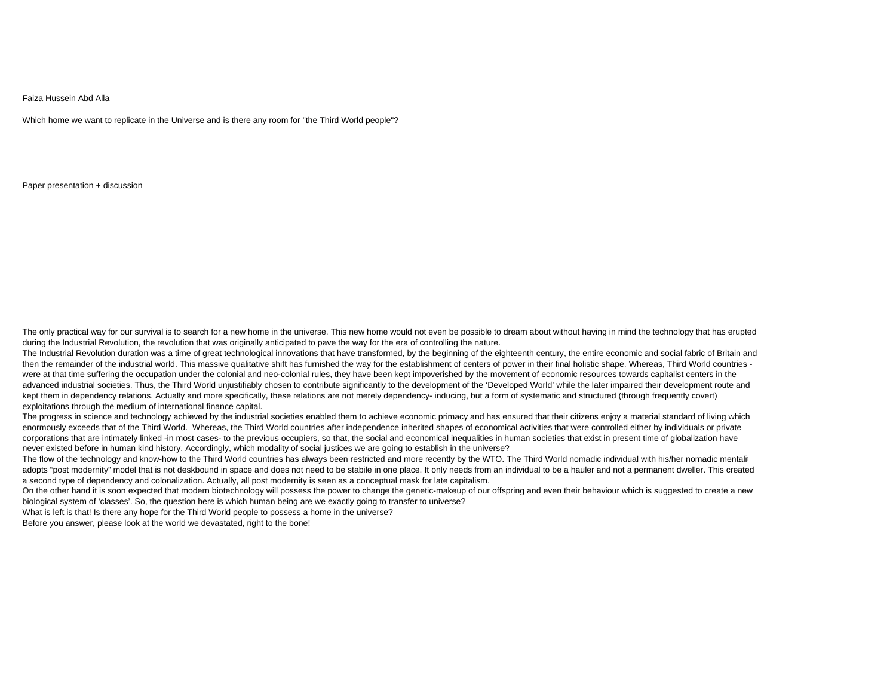Faiza Hussein Abd Alla

Which home we want to replicate in the Universe and is there any room for "the Third World people"?

Paper presentation + discussion

The only practical way for our survival is to search for a new home in the universe. This new home would not even be possible to dream about without having in mind the technology that has erupted during the Industrial Revolution, the revolution that was originally anticipated to pave the way for the era of controlling the nature.

The Industrial Revolution duration was a time of great technological innovations that have transformed, by the beginning of the eighteenth century, the entire economic and social fabric of Britain and then the remainder of the industrial world. This massive qualitative shift has furnished the way for the establishment of centers of power in their final holistic shape. Whereas, Third World countries - were at that time suffering the occupation under the colonial and neo-colonial rules, they have been kept impoverished by the movement of economic resources towards capitalist centers in the advanced industrial societies. Thus, the Third World unjustifiably chosen to contribute significantly to the development of the 'Developed World' while the later impaired their development route and kept them in dependency relations. Actually and more specifically, these relations are not merely dependency- inducing, but a form of systematic and structured (through frequently covert) exploitations through the medium of international finance capital.

The progress in science and technology achieved by the industrial societies enabled them to achieve economic primacy and has ensured that their citizens enjoy a material standard of living which enormously exceeds that of the Third World. Whereas, the Third World countries after independence inherited shapes of economical activities that were controlled either by individuals or private corporations that are intimately linked -in most cases- to the previous occupiers, so that, the social and economical inequalities in human societies that exist in present time of globalization have never existed before in human kind history. Accordingly, which modality of social justices we are going to establish in the universe?

The flow of the technology and know-how to the Third World countries has always been restricted and more recently by the WTO. The Third World nomadic individual with his/her nomadic mentali adopts "post modernity" model that is not deskbound in space and does not need to be stabile in one place. It only needs from an individual to be a hauler and not a permanent dweller. This created a second type of dependency and colonalization. Actually, all post modernity is seen as a conceptual mask for late capitalism.

On the other hand it is soon expected that modern biotechnology will possess the power to change the genetic-makeup of our offspring and even their behaviour which is suggested to create a new biological system of 'classes'. So, the question here is which human being are we exactly going to transfer to universe?

What is left is that! Is there any hope for the Third World people to possess a home in the universe?

Before you answer, please look at the world we devastated, right to the bone!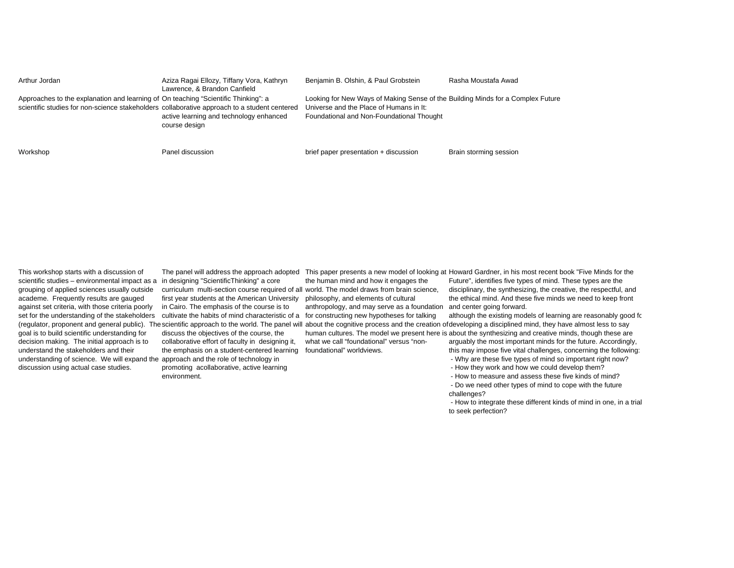| Arthur Jordan | Aziza Ragai Ellozy, Tiffany Vora, Kathryn Lawrence, & Brandon Canfield | Benjamin B. Olshin, & Paul Grobstein | Rasha Moustafa Awad |
|---|---|---|---|
| Approaches to the explanation and learning of scientific studies for non-science stakeholders | On teaching "Scientific Thinking": a collaborative approach to a student centered active learning and technology enhanced course design | Looking for New Ways of Making Sense of the Universe and the Place of Humans in It: Foundational and Non-Foundational Thought | Building Minds for a Complex Future |
| Workshop | Panel discussion | brief paper presentation + discussion | Brain storming session |
| This workshop starts with a discussion of scientific studies – environmental impact as a grouping of applied sciences usually outside academe. Frequently results are gauged against set criteria, with those criteria poorly set for the understanding of the stakeholders (regulator, proponent and general public). The goal is to build scientific understanding for decision making. The initial approach is to understand the stakeholders and their understanding of science. We will expand the discussion using actual case studies. | The panel will address the approach adopted in designing "ScientificThinking" a core curriculum multi-section course required of all first year students at the American University in Cairo. The emphasis of the course is to cultivate the habits of mind characteristic of a scientific approach to the world. The panel will discuss the objectives of the course, the collaborative effort of faculty in designing it, the emphasis on a student-centered learning approach and the role of technology in promoting acollaborative, active learning environment. | This paper presents a new model of looking at the human mind and how it engages the world. The model draws from brain science, philosophy, and elements of cultural anthropology, and may serve as a foundation for constructing new hypotheses for talking about the cognitive process and the creation of human cultures. The model we present here is what we call "foundational" versus "non-foundational" worldviews. | Howard Gardner, in his most recent book "Five Minds for the Future", identifies five types of mind. These types are the disciplinary, the synthesizing, the creative, the respectful, and the ethical mind. And these five minds we need to keep front and center going forward.<br>although the existing models of learning are reasonably good fo developing a disciplined mind, they have almost less to say about the synthesizing and creative minds, though these are arguably the most important minds for the future. Accordingly, this may impose five vital challenges, concerning the following:<br>- Why are these five types of mind so important right now?<br>- How they work and how we could develop them?<br>- How to measure and assess these five kinds of mind?<br>- Do we need other types of mind to cope with the future challenges?<br>- How to integrate these different kinds of mind in one, in a trial to seek perfection? |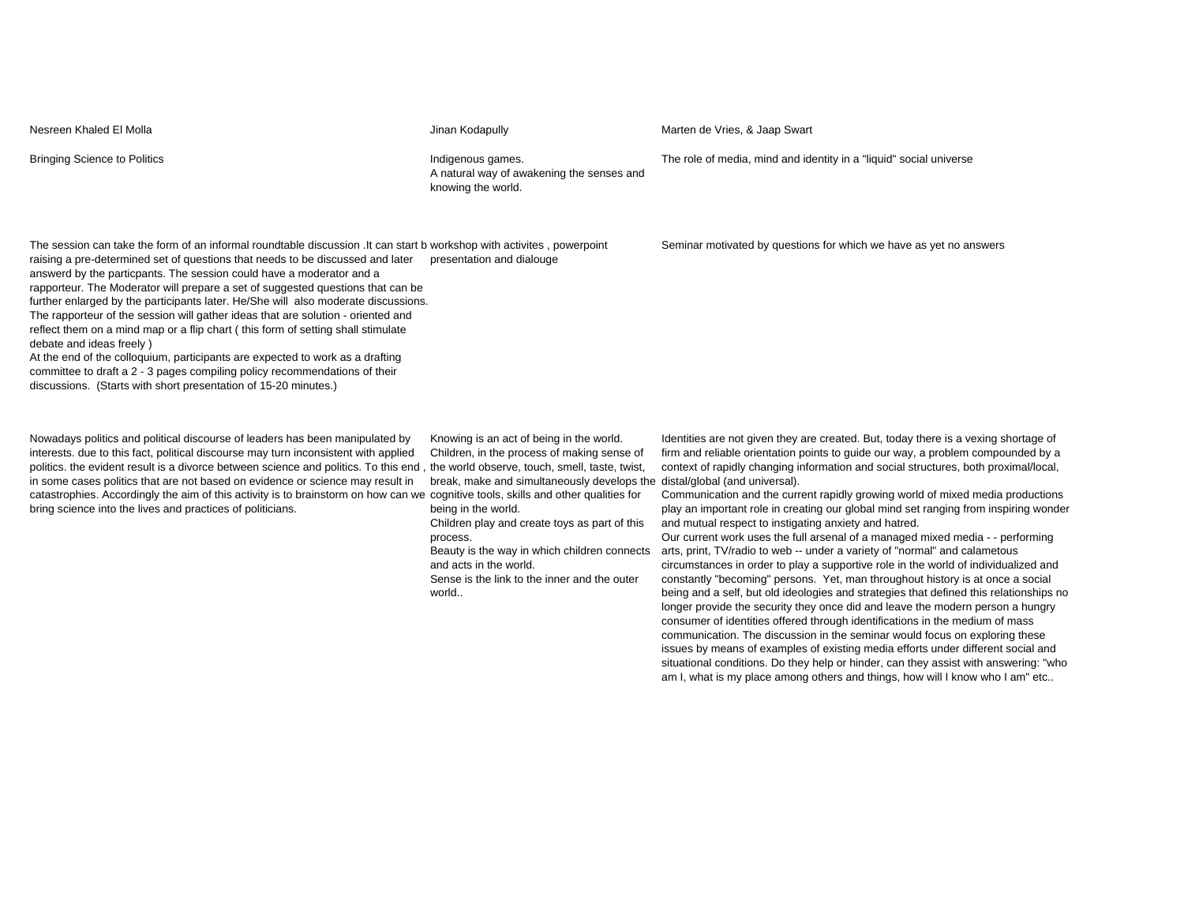| Nesreen Khaled El Molla | Jinan Kodapully | Marten de Vries, & Jaap Swart |
| --- | --- | --- |
| Bringing Science to Politics | Indigenous games.<br>A natural way of awakening the senses and knowing the world. | The role of media, mind and identity in a "liquid" social universe |
| The session can take the form of an informal roundtable discussion .It can start b raising a pre-determined set of questions that needs to be discussed and later answerd by the particpants. The session could have a moderator and a rapporteur. The Moderator will prepare a set of suggested questions that can be further enlarged by the participants later. He/She will also moderate discussions. The rapporteur of the session will gather ideas that are solution - oriented and reflect them on a mind map or a flip chart ( this form of setting shall stimulate debate and ideas freely )<br>At the end of the colloquium, participants are expected to work as a drafting committee to draft a 2 - 3 pages compiling policy recommendations of their discussions. (Starts with short presentation of 15-20 minutes.) | workshop with activites , powerpoint presentation and dialouge | Seminar motivated by questions for which we have as yet no answers |
| Nowadays politics and political discourse of leaders has been manipulated by interests. due to this fact, political discourse may turn inconsistent with applied politics. the evident result is a divorce between science and politics. To this end , in some cases politics that are not based on evidence or science may result in catastrophies. Accordingly the aim of this activity is to brainstorm on how can we bring science into the lives and practices of politicians. | Knowing is an act of being in the world. Children, in the process of making sense of the world observe, touch, smell, taste, twist, break, make and simultaneously develops the cognitive tools, skills and other qualities for being in the world.<br>Children play and create toys as part of this process.<br>Beauty is the way in which children connects and acts in the world.<br>Sense is the link to the inner and the outer world.. | Identities are not given they are created. But, today there is a vexing shortage of firm and reliable orientation points to guide our way, a problem compounded by a context of rapidly changing information and social structures, both proximal/local, distal/global (and universal).<br>Communication and the current rapidly growing world of mixed media productions play an important role in creating our global mind set ranging from inspiring wonder and mutual respect to instigating anxiety and hatred.<br>Our current work uses the full arsenal of a managed mixed media - - performing arts, print, TV/radio to web -- under a variety of "normal" and calametous circumstances in order to play a supportive role in the world of individualized and constantly "becoming" persons. Yet, man throughout history is at once a social being and a self, but old ideologies and strategies that defined this relationships no longer provide the security they once did and leave the modern person a hungry consumer of identities offered through identifications in the medium of mass communication. The discussion in the seminar would focus on exploring these issues by means of examples of existing media efforts under different social and situational conditions. Do they help or hinder, can they assist with answering: "who am I, what is my place among others and things, how will I know who I am" etc.. |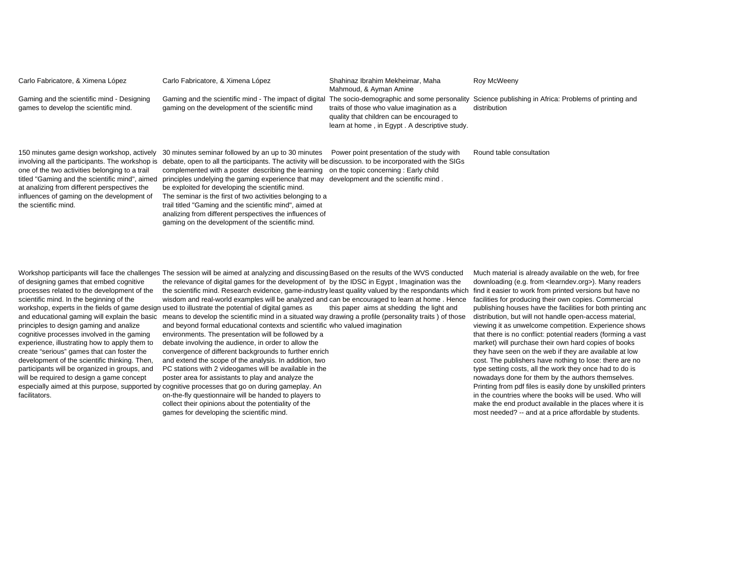| Carlo Fabricatore, & Ximena López | Carlo Fabricatore, & Ximena López | Shahinaz Ibrahim Mekheimar, Maha Mahmoud, & Ayman Amine | Roy McWeeny |
|---|---|---|---|
| Gaming and the scientific mind - Designing games to develop the scientific mind. | Gaming and the scientific mind - The impact of digital gaming on the development of the scientific mind | The socio-demographic and some personality traits of those who value imagination as a quality that children can be encouraged to learn at home , in Egypt . A descriptive study. | Science publishing in Africa: Problems of printing and distribution |
| 150 minutes game design workshop, actively involving all the participants. The workshop is one of the two activities belonging to a trail titled "Gaming and the scientific mind", aimed at analizing from different perspectives the influences of gaming on the development of the scientific mind. | 30 minutes seminar followed by an up to 30 minutes debate, open to all the participants. The activity will be complemented with a poster describing the learning principles undelying the gaming experience that may be exploited for developing the scientific mind. The seminar is the first of two activities belonging to a trail titled "Gaming and the scientific mind", aimed at analizing from different perspectives the influences of gaming on the development of the scientific mind. | Power point presentation of the study with discussion. to be incorporated with the SIGs on the topic concerning : Early child development and the scientific mind . | Round table consultation |
| Workshop participants will face the challenges of designing games that embed cognitive processes related to the development of the scientific mind. In the beginning of the workshop, experts in the fields of game design and educational gaming will explain the basic principles to design gaming and analize cognitive processes involved in the gaming experience, illustrating how to apply them to create "serious" games that can foster the development of the scientific thinking. Then, participants will be organized in groups, and will be required to design a game concept especially aimed at this purpose, supported by facilitators. | The session will be aimed at analyzing and discussing the relevance of digital games for the development of the scientific mind. Research evidence, game-industry wisdom and real-world examples will be analyzed and used to illustrate the potential of digital games as means to develop the scientific mind in a situated way and beyond formal educational contexts and scientific environments. The presentation will be followed by a debate involving the audience, in order to allow the convergence of different backgrounds to further enrich and extend the scope of the analysis. In addition, two PC stations with 2 videogames will be available in the poster area for assistants to play and analyze the cognitive processes that go on during gameplay. An on-the-fly questionnaire will be handed to players to collect their opinions about the potentiality of the games for developing the scientific mind. | Based on the results of the WVS conducted by the IDSC in Egypt , Imagination was the least quality valued by the respondants which can be encouraged to learn at home . Hence this paper aims at shedding the light and drawing a profile (personality traits ) of those who valued imagination | Much material is already available on the web, for free downloading (e.g. from <learndev.org>). Many readers find it easier to work from printed versions but have no facilities for producing their own copies. Commercial publishing houses have the facilities for both printing and distribution, but will not handle open-access material, viewing it as unwelcome competition. Experience shows that there is no conflict: potential readers (forming a vast market) will purchase their own hard copies of books they have seen on the web if they are available at low cost. The publishers have nothing to lose: there are no type setting costs, all the work they once had to do is nowadays done for them by the authors themselves. Printing from pdf files is easily done by unskilled printers in the countries where the books will be used. Who will make the end product available in the places where it is most needed? -- and at a price affordable by students. |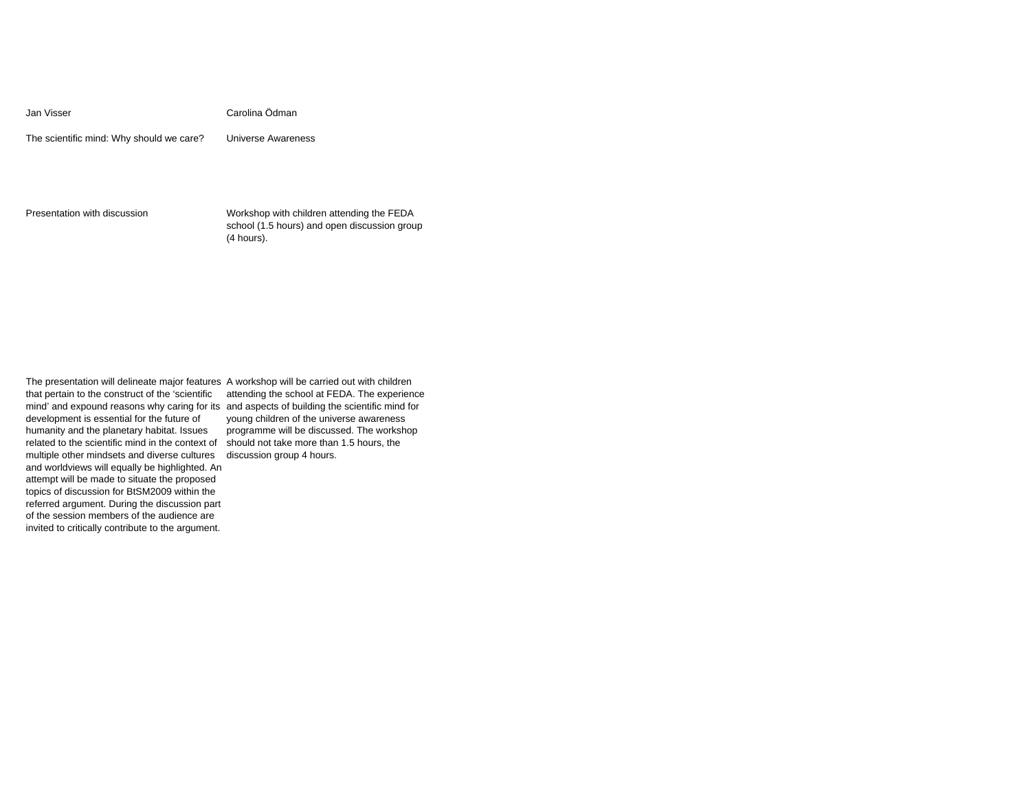| Jan Visser | Carolina Ödman |
|---|---|
| The scientific mind: Why should we care? | Universe Awareness |
| Presentation with discussion | Workshop with children attending the FEDA school (1.5 hours) and open discussion group (4 hours). |
| The presentation will delineate major features that pertain to the construct of the 'scientific mind' and expound reasons why caring for its development is essential for the future of humanity and the planetary habitat. Issues related to the scientific mind in the context of multiple other mindsets and diverse cultures and worldviews will equally be highlighted. An attempt will be made to situate the proposed topics of discussion for BtSM2009 within the referred argument. During the discussion part of the session members of the audience are invited to critically contribute to the argument. | A workshop will be carried out with children attending the school at FEDA. The experience and aspects of building the scientific mind for young children of the universe awareness programme will be discussed. The workshop should not take more than 1.5 hours, the discussion group 4 hours. |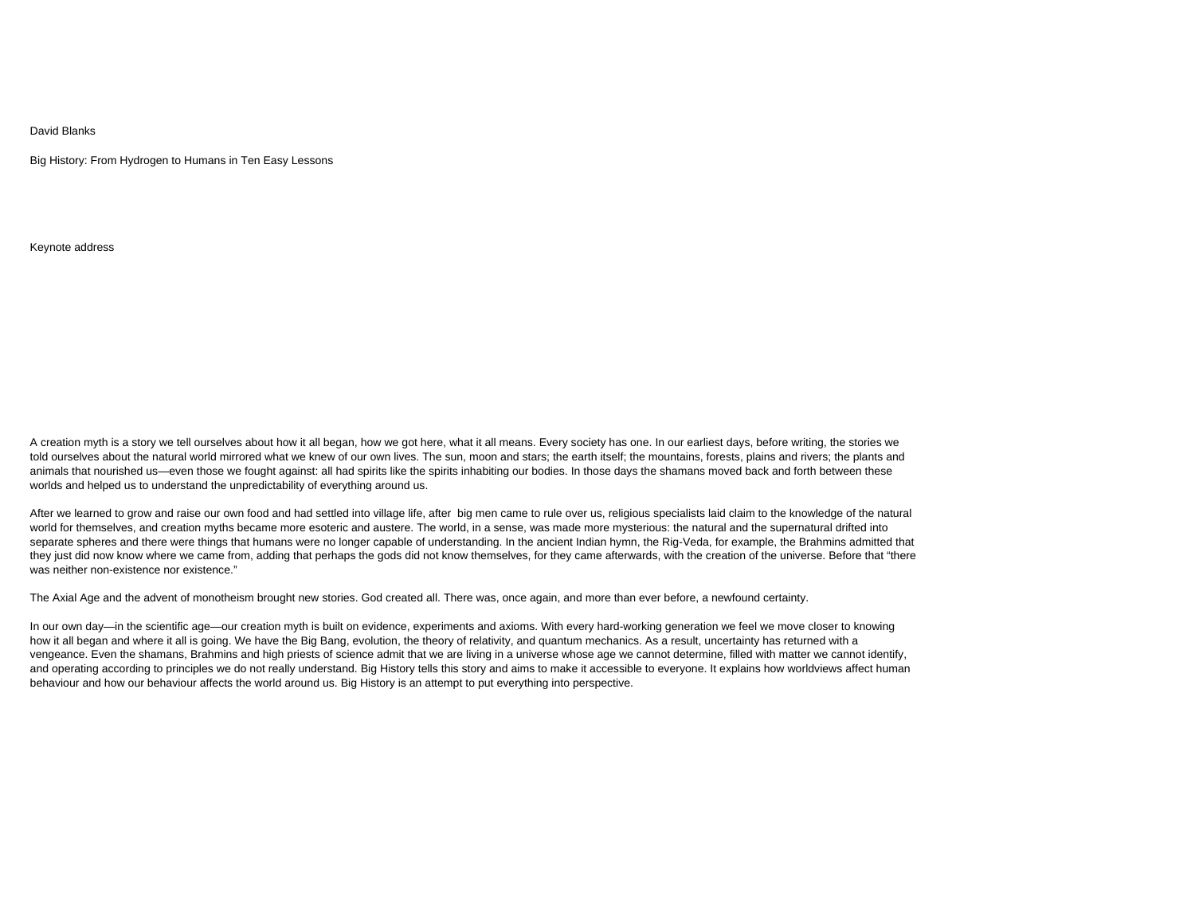David Blanks

Big History: From Hydrogen to Humans in Ten Easy Lessons

Keynote address

A creation myth is a story we tell ourselves about how it all began, how we got here, what it all means. Every society has one. In our earliest days, before writing, the stories we told ourselves about the natural world mirrored what we knew of our own lives. The sun, moon and stars; the earth itself; the mountains, forests, plains and rivers; the plants and animals that nourished us—even those we fought against: all had spirits like the spirits inhabiting our bodies. In those days the shamans moved back and forth between these worlds and helped us to understand the unpredictability of everything around us.

After we learned to grow and raise our own food and had settled into village life, after big men came to rule over us, religious specialists laid claim to the knowledge of the natural world for themselves, and creation myths became more esoteric and austere. The world, in a sense, was made more mysterious: the natural and the supernatural drifted into separate spheres and there were things that humans were no longer capable of understanding. In the ancient Indian hymn, the Rig-Veda, for example, the Brahmins admitted that they just did now know where we came from, adding that perhaps the gods did not know themselves, for they came afterwards, with the creation of the universe. Before that "there was neither non-existence nor existence."

The Axial Age and the advent of monotheism brought new stories. God created all. There was, once again, and more than ever before, a newfound certainty.

In our own day—in the scientific age—our creation myth is built on evidence, experiments and axioms. With every hard-working generation we feel we move closer to knowing how it all began and where it all is going. We have the Big Bang, evolution, the theory of relativity, and quantum mechanics. As a result, uncertainty has returned with a vengeance. Even the shamans, Brahmins and high priests of science admit that we are living in a universe whose age we cannot determine, filled with matter we cannot identify, and operating according to principles we do not really understand. Big History tells this story and aims to make it accessible to everyone. It explains how worldviews affect human behaviour and how our behaviour affects the world around us. Big History is an attempt to put everything into perspective.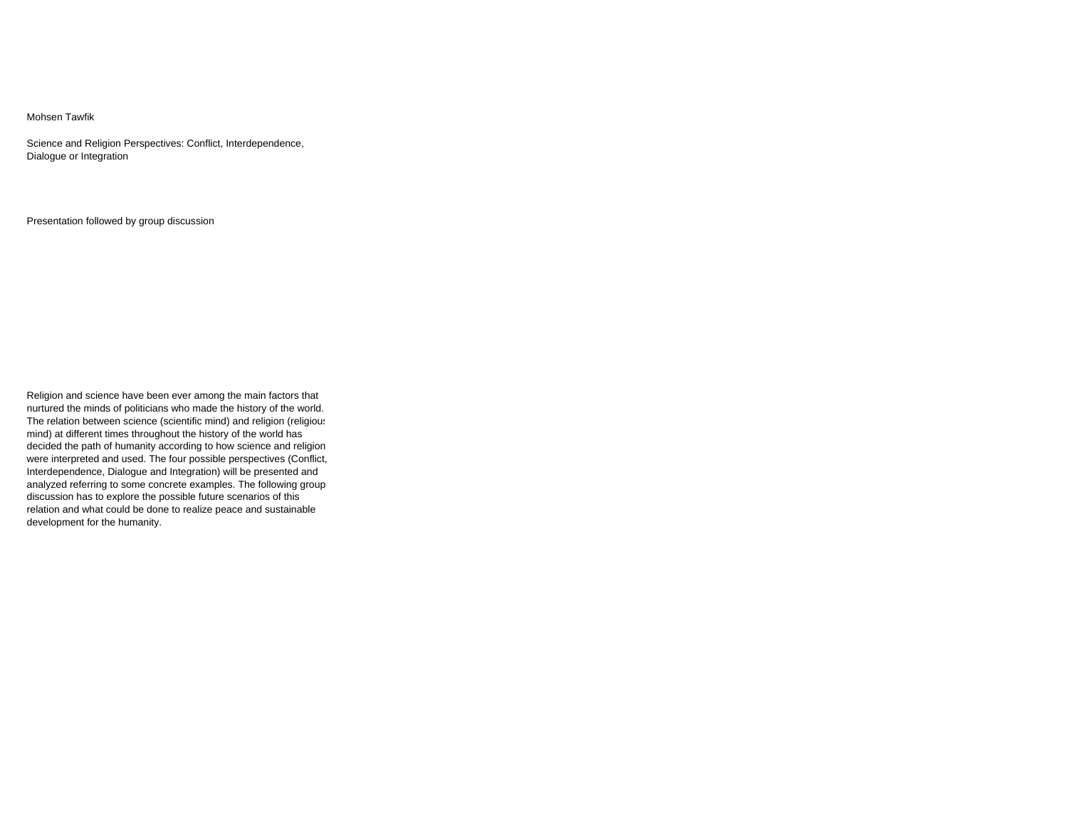Mohsen Tawfik

Science and Religion Perspectives: Conflict, Interdependence, Dialogue or Integration

Presentation followed by group discussion

Religion and science have been ever among the main factors that nurtured the minds of politicians who made the history of the world. The relation between science (scientific mind) and religion (religious mind) at different times throughout the history of the world has decided the path of humanity according to how science and religion were interpreted and used. The four possible perspectives (Conflict, Interdependence, Dialogue and Integration) will be presented and analyzed referring to some concrete examples. The following group discussion has to explore the possible future scenarios of this relation and what could be done to realize peace and sustainable development for the humanity.